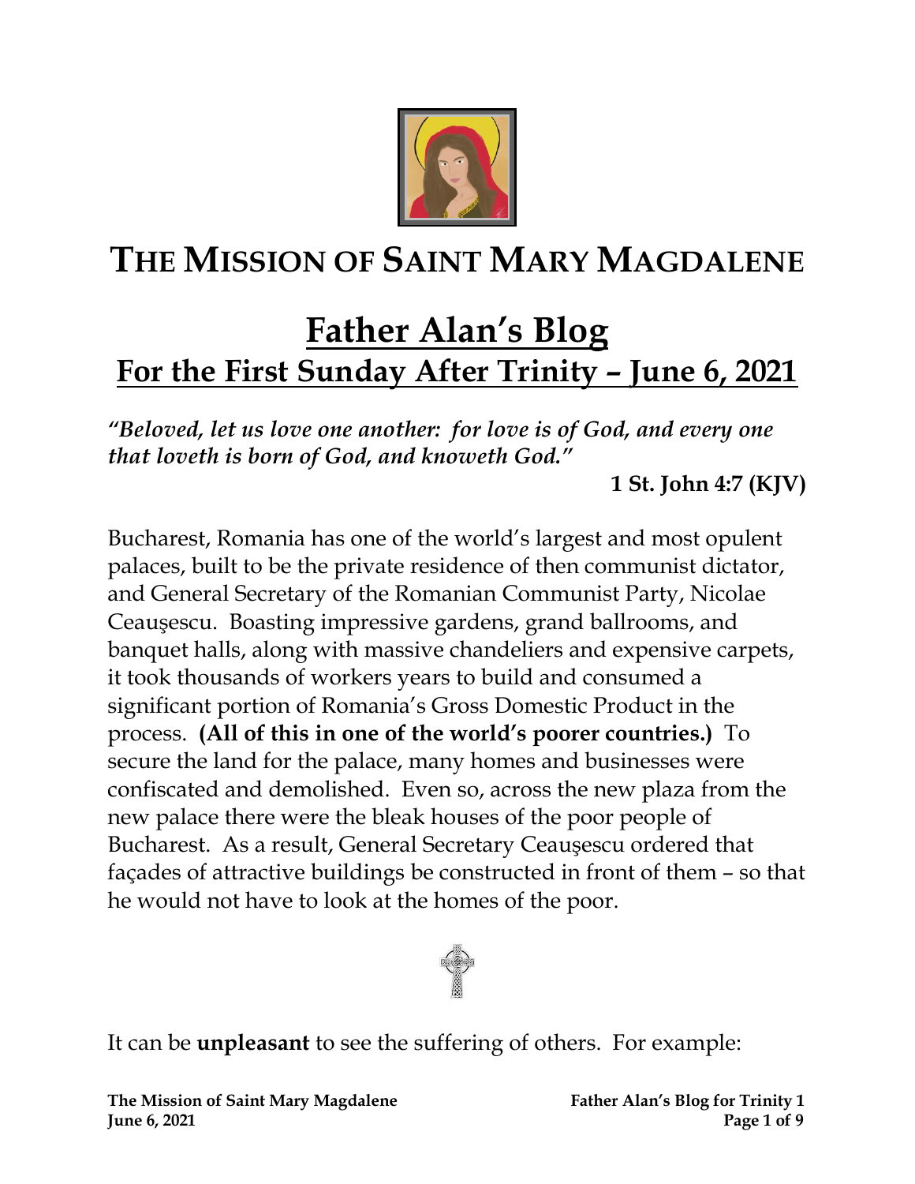# THE MISSION OF SAINT MARY MAGDALENE

## Father Alan's Blog

## For the First Sunday After Trinity – June 6, 2021

***"Beloved, let us love one another: for love is of God, and every one that loveth is born of God, and knoweth God."***

**1 St. John 4:7 (KJV)**

Bucharest, Romania has one of the world's largest and most opulent palaces, built to be the private residence of then communist dictator, and General Secretary of the Romanian Communist Party, Nicolae Ceauşescu. Boasting impressive gardens, grand ballrooms, and banquet halls, along with massive chandeliers and expensive carpets, it took thousands of workers years to build and consumed a significant portion of Romania's Gross Domestic Product in the process. **(All of this in one of the world's poorer countries.)** To secure the land for the palace, many homes and businesses were confiscated and demolished. Even so, across the new plaza from the new palace there were the bleak houses of the poor people of Bucharest. As a result, General Secretary Ceauşescu ordered that façades of attractive buildings be constructed in front of them – so that he would not have to look at the homes of the poor.

It can be **unpleasant** to see the suffering of others. For example: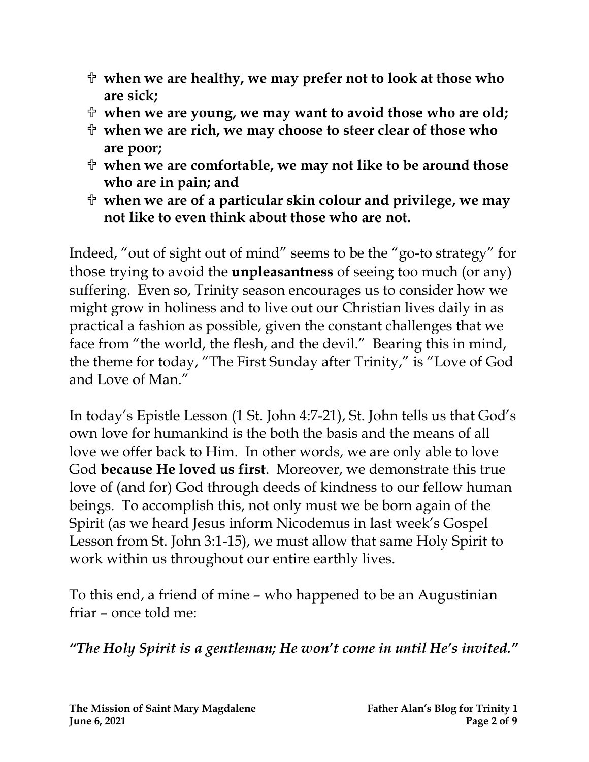- ✟ **when we are healthy, we may prefer not to look at those who are sick;**
- ✟ **when we are young, we may want to avoid those who are old;**
- ✟ **when we are rich, we may choose to steer clear of those who are poor;**
- ✟ **when we are comfortable, we may not like to be around those who are in pain; and**
- ✟ **when we are of a particular skin colour and privilege, we may not like to even think about those who are not.**

Indeed, "out of sight out of mind" seems to be the "go-to strategy" for those trying to avoid the **unpleasantness** of seeing too much (or any) suffering. Even so, Trinity season encourages us to consider how we might grow in holiness and to live out our Christian lives daily in as practical a fashion as possible, given the constant challenges that we face from "the world, the flesh, and the devil." Bearing this in mind, the theme for today, "The First Sunday after Trinity," is "Love of God and Love of Man."

In today's Epistle Lesson (1 St. John 4:7-21), St. John tells us that God's own love for humankind is the both the basis and the means of all love we offer back to Him. In other words, we are only able to love God **because He loved us first**. Moreover, we demonstrate this true love of (and for) God through deeds of kindness to our fellow human beings. To accomplish this, not only must we be born again of the Spirit (as we heard Jesus inform Nicodemus in last week's Gospel Lesson from St. John 3:1-15), we must allow that same Holy Spirit to work within us throughout our entire earthly lives.

To this end, a friend of mine – who happened to be an Augustinian friar – once told me:

***"The Holy Spirit is a gentleman; He won't come in until He's invited."***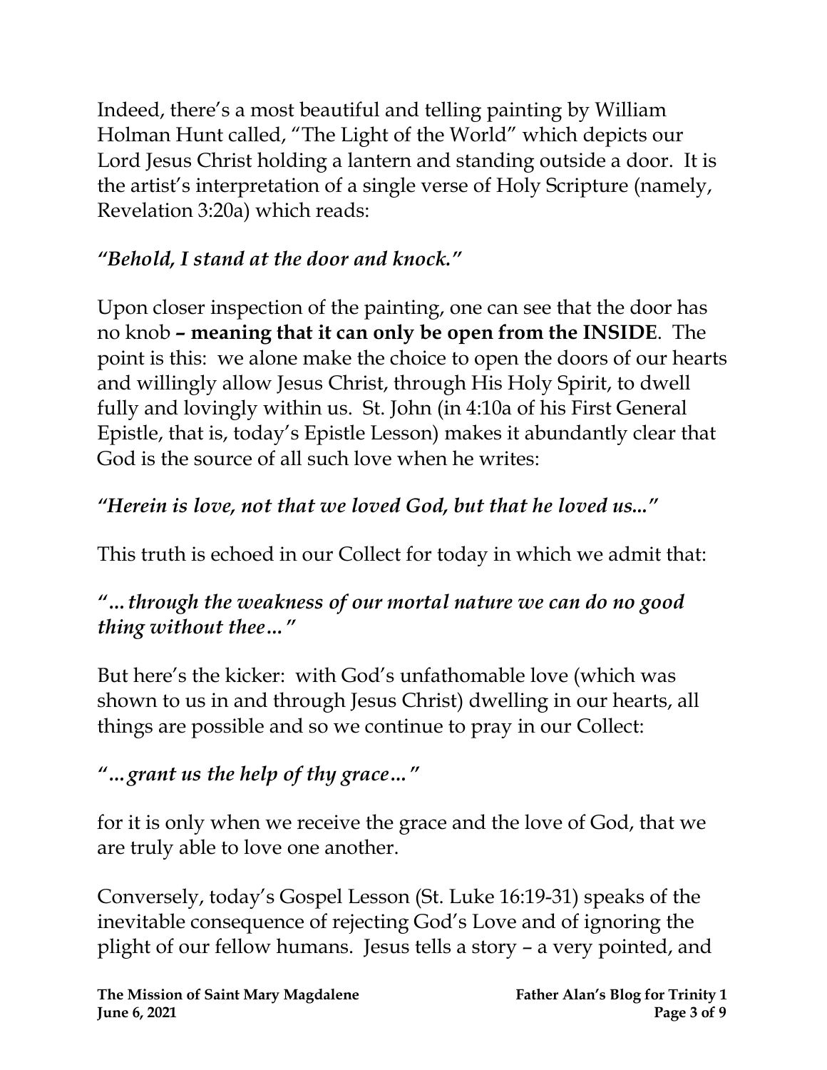Indeed, there's a most beautiful and telling painting by William Holman Hunt called, "The Light of the World" which depicts our Lord Jesus Christ holding a lantern and standing outside a door. It is the artist's interpretation of a single verse of Holy Scripture (namely, Revelation 3:20a) which reads:

*"Behold, I stand at the door and knock."*

Upon closer inspection of the painting, one can see that the door has no knob **– meaning that it can only be open from the INSIDE**. The point is this: we alone make the choice to open the doors of our hearts and willingly allow Jesus Christ, through His Holy Spirit, to dwell fully and lovingly within us. St. John (in 4:10a of his First General Epistle, that is, today's Epistle Lesson) makes it abundantly clear that God is the source of all such love when he writes:

*"Herein is love, not that we loved God, but that he loved us..."*

This truth is echoed in our Collect for today in which we admit that:

*"…through the weakness of our mortal nature we can do no good thing without thee…"*

But here's the kicker: with God's unfathomable love (which was shown to us in and through Jesus Christ) dwelling in our hearts, all things are possible and so we continue to pray in our Collect:

*"…grant us the help of thy grace…"*

for it is only when we receive the grace and the love of God, that we are truly able to love one another.

Conversely, today's Gospel Lesson (St. Luke 16:19-31) speaks of the inevitable consequence of rejecting God's Love and of ignoring the plight of our fellow humans. Jesus tells a story – a very pointed, and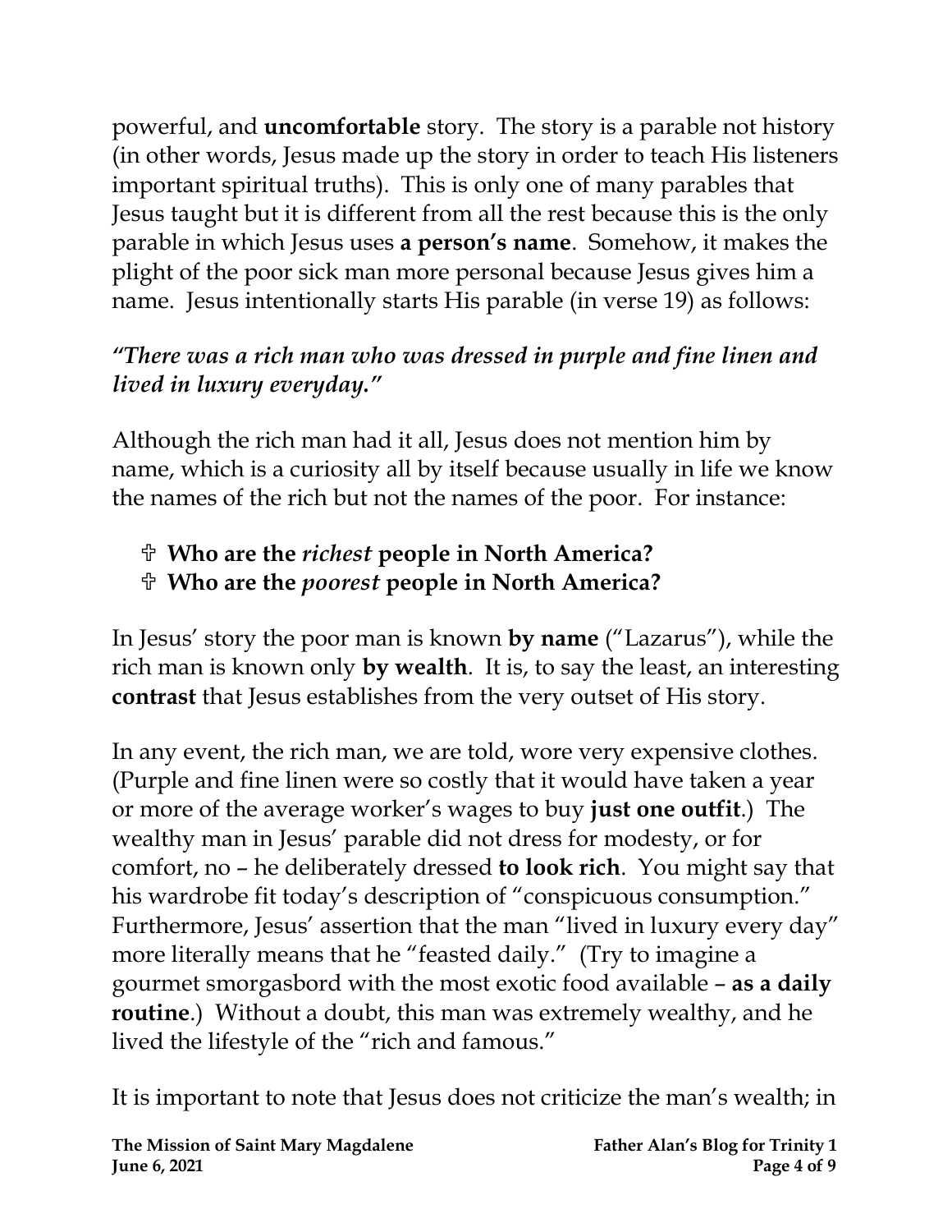powerful, and **uncomfortable** story. The story is a parable not history (in other words, Jesus made up the story in order to teach His listeners important spiritual truths). This is only one of many parables that Jesus taught but it is different from all the rest because this is the only parable in which Jesus uses **a person's name**. Somehow, it makes the plight of the poor sick man more personal because Jesus gives him a name. Jesus intentionally starts His parable (in verse 19) as follows:

***"There was a rich man who was dressed in purple and fine linen and lived in luxury everyday."***

Although the rich man had it all, Jesus does not mention him by name, which is a curiosity all by itself because usually in life we know the names of the rich but not the names of the poor. For instance:

- ✞ **Who are the *richest* people in North America?**
- ✞ **Who are the *poorest* people in North America?**

In Jesus' story the poor man is known **by name** ("Lazarus"), while the rich man is known only **by wealth**. It is, to say the least, an interesting **contrast** that Jesus establishes from the very outset of His story.

In any event, the rich man, we are told, wore very expensive clothes. (Purple and fine linen were so costly that it would have taken a year or more of the average worker's wages to buy **just one outfit**.) The wealthy man in Jesus' parable did not dress for modesty, or for comfort, no – he deliberately dressed **to look rich**. You might say that his wardrobe fit today's description of "conspicuous consumption." Furthermore, Jesus' assertion that the man "lived in luxury every day" more literally means that he "feasted daily." (Try to imagine a gourmet smorgasbord with the most exotic food available – **as a daily routine**.) Without a doubt, this man was extremely wealthy, and he lived the lifestyle of the "rich and famous."

It is important to note that Jesus does not criticize the man's wealth; in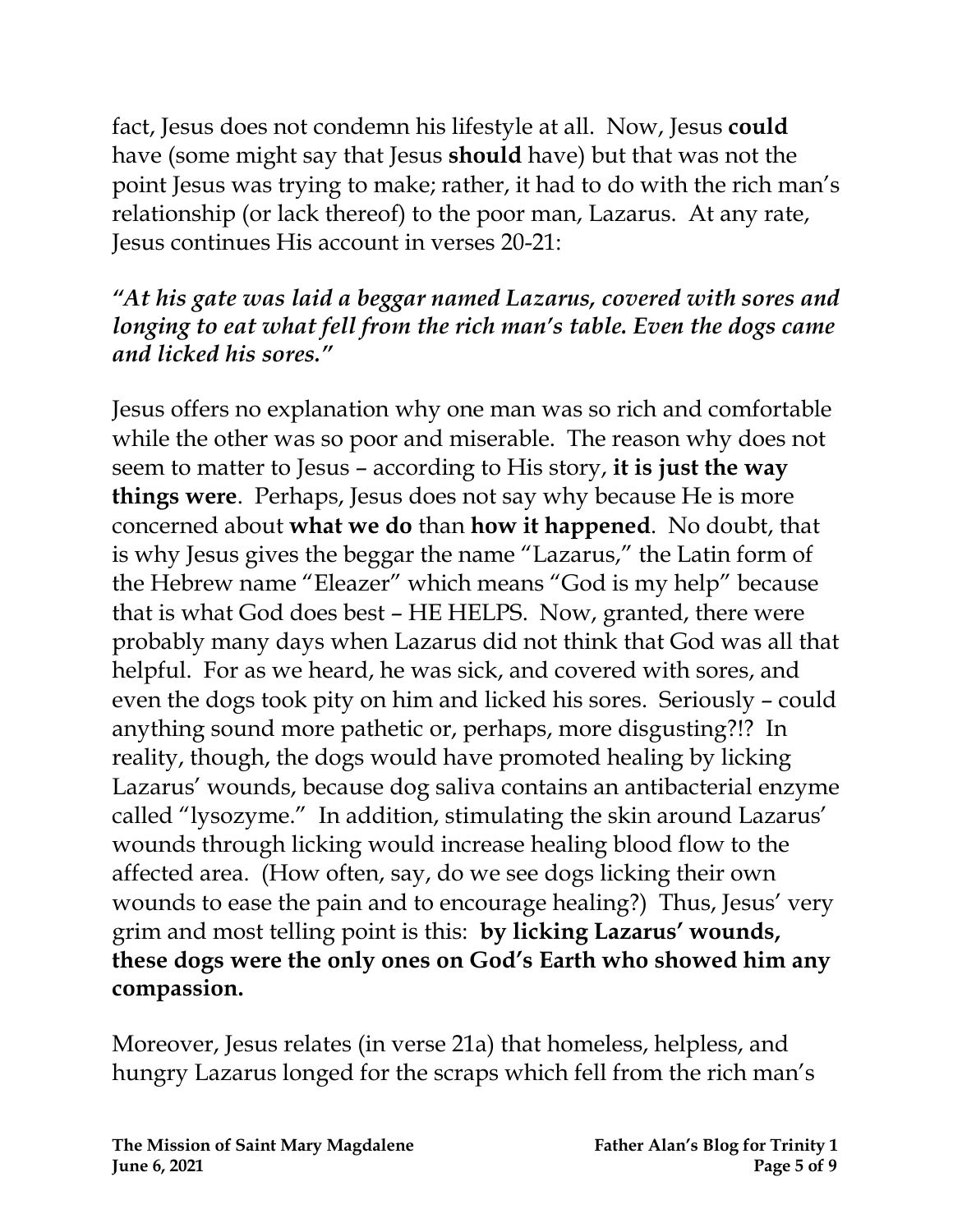fact, Jesus does not condemn his lifestyle at all. Now, Jesus **could** have (some might say that Jesus **should** have) but that was not the point Jesus was trying to make; rather, it had to do with the rich man's relationship (or lack thereof) to the poor man, Lazarus. At any rate, Jesus continues His account in verses 20-21:

***"At his gate was laid a beggar named Lazarus, covered with sores and longing to eat what fell from the rich man's table. Even the dogs came and licked his sores."***

Jesus offers no explanation why one man was so rich and comfortable while the other was so poor and miserable. The reason why does not seem to matter to Jesus – according to His story, **it is just the way things were**. Perhaps, Jesus does not say why because He is more concerned about **what we do** than **how it happened**. No doubt, that is why Jesus gives the beggar the name "Lazarus," the Latin form of the Hebrew name "Eleazer" which means "God is my help" because that is what God does best – HE HELPS. Now, granted, there were probably many days when Lazarus did not think that God was all that helpful. For as we heard, he was sick, and covered with sores, and even the dogs took pity on him and licked his sores. Seriously – could anything sound more pathetic or, perhaps, more disgusting?!? In reality, though, the dogs would have promoted healing by licking Lazarus' wounds, because dog saliva contains an antibacterial enzyme called "lysozyme." In addition, stimulating the skin around Lazarus' wounds through licking would increase healing blood flow to the affected area. (How often, say, do we see dogs licking their own wounds to ease the pain and to encourage healing?) Thus, Jesus' very grim and most telling point is this: **by licking Lazarus' wounds, these dogs were the only ones on God's Earth who showed him any compassion.**

Moreover, Jesus relates (in verse 21a) that homeless, helpless, and hungry Lazarus longed for the scraps which fell from the rich man's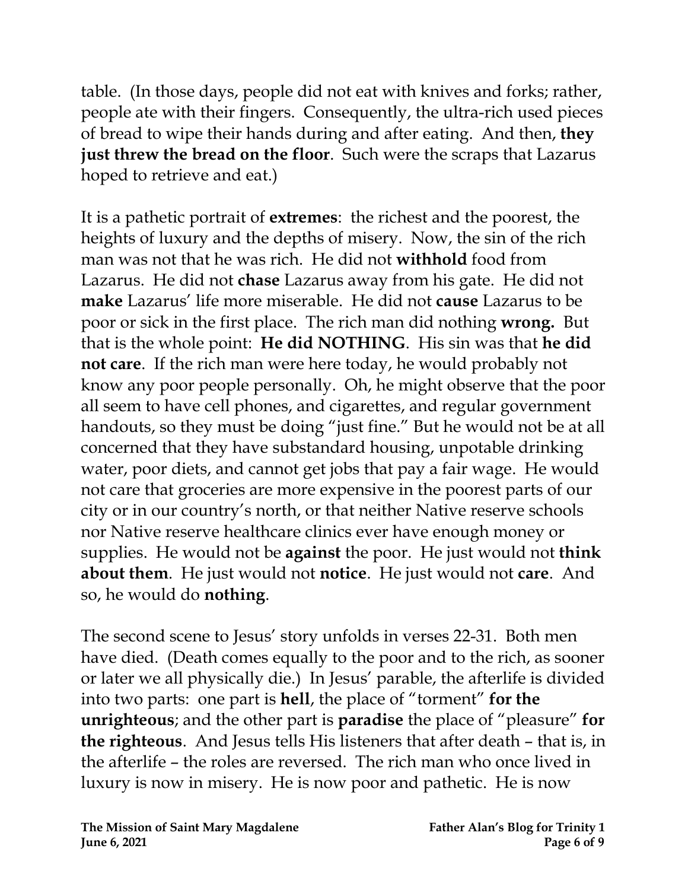table. (In those days, people did not eat with knives and forks; rather, people ate with their fingers. Consequently, the ultra-rich used pieces of bread to wipe their hands during and after eating. And then, **they just threw the bread on the floor**. Such were the scraps that Lazarus hoped to retrieve and eat.)

It is a pathetic portrait of **extremes**: the richest and the poorest, the heights of luxury and the depths of misery. Now, the sin of the rich man was not that he was rich. He did not **withhold** food from Lazarus. He did not **chase** Lazarus away from his gate. He did not **make** Lazarus' life more miserable. He did not **cause** Lazarus to be poor or sick in the first place. The rich man did nothing **wrong.** But that is the whole point: **He did NOTHING**. His sin was that **he did not care**. If the rich man were here today, he would probably not know any poor people personally. Oh, he might observe that the poor all seem to have cell phones, and cigarettes, and regular government handouts, so they must be doing "just fine." But he would not be at all concerned that they have substandard housing, unpotable drinking water, poor diets, and cannot get jobs that pay a fair wage. He would not care that groceries are more expensive in the poorest parts of our city or in our country's north, or that neither Native reserve schools nor Native reserve healthcare clinics ever have enough money or supplies. He would not be **against** the poor. He just would not **think about them**. He just would not **notice**. He just would not **care**. And so, he would do **nothing**.

The second scene to Jesus' story unfolds in verses 22-31. Both men have died. (Death comes equally to the poor and to the rich, as sooner or later we all physically die.) In Jesus' parable, the afterlife is divided into two parts: one part is **hell**, the place of "torment" **for the unrighteous**; and the other part is **paradise** the place of "pleasure" **for the righteous**. And Jesus tells His listeners that after death – that is, in the afterlife – the roles are reversed. The rich man who once lived in luxury is now in misery. He is now poor and pathetic. He is now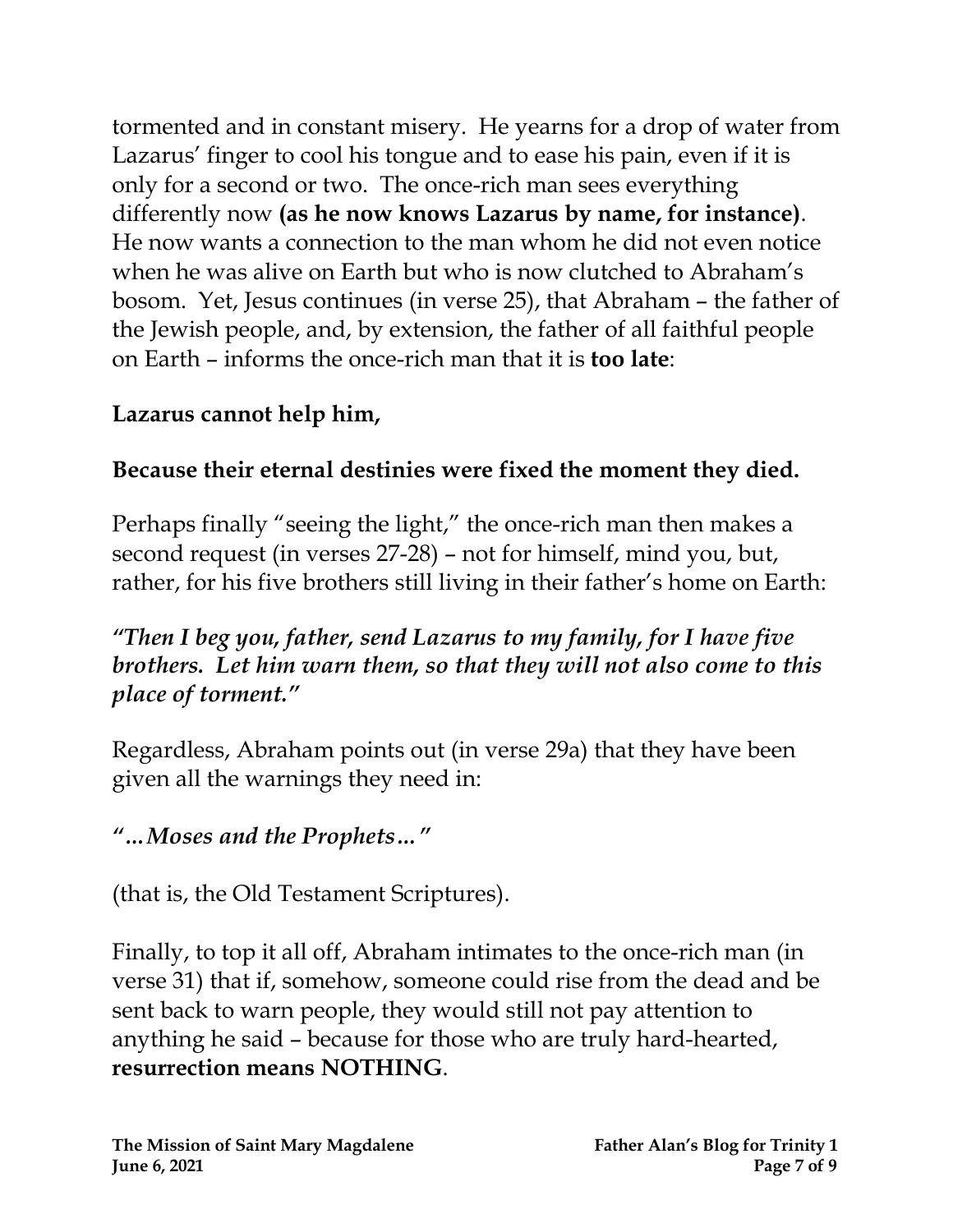tormented and in constant misery. He yearns for a drop of water from Lazarus' finger to cool his tongue and to ease his pain, even if it is only for a second or two. The once-rich man sees everything differently now **(as he now knows Lazarus by name, for instance)**. He now wants a connection to the man whom he did not even notice when he was alive on Earth but who is now clutched to Abraham's bosom. Yet, Jesus continues (in verse 25), that Abraham – the father of the Jewish people, and, by extension, the father of all faithful people on Earth – informs the once-rich man that it is **too late**:

**Lazarus cannot help him,**

**Because their eternal destinies were fixed the moment they died.**

Perhaps finally "seeing the light," the once-rich man then makes a second request (in verses 27-28) – not for himself, mind you, but, rather, for his five brothers still living in their father's home on Earth:

***"Then I beg you, father, send Lazarus to my family, for I have five brothers. Let him warn them, so that they will not also come to this place of torment."***

Regardless, Abraham points out (in verse 29a) that they have been given all the warnings they need in:

***"…Moses and the Prophets…"***

(that is, the Old Testament Scriptures).

Finally, to top it all off, Abraham intimates to the once-rich man (in verse 31) that if, somehow, someone could rise from the dead and be sent back to warn people, they would still not pay attention to anything he said – because for those who are truly hard-hearted, **resurrection means NOTHING**.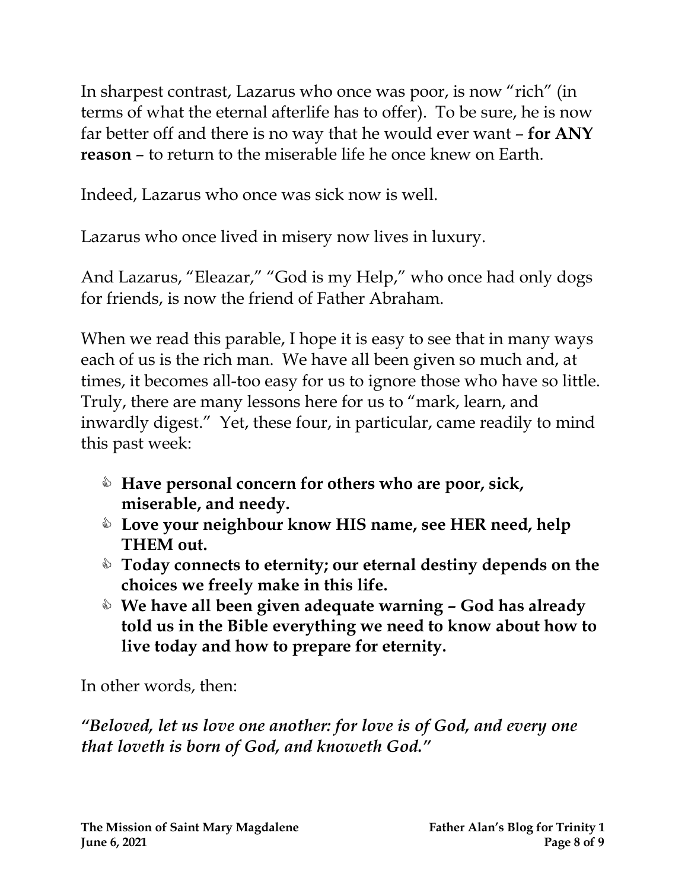In sharpest contrast, Lazarus who once was poor, is now "rich" (in terms of what the eternal afterlife has to offer). To be sure, he is now far better off and there is no way that he would ever want – **for ANY reason** – to return to the miserable life he once knew on Earth.

Indeed, Lazarus who once was sick now is well.

Lazarus who once lived in misery now lives in luxury.

And Lazarus, "Eleazar," "God is my Help," who once had only dogs for friends, is now the friend of Father Abraham.

When we read this parable, I hope it is easy to see that in many ways each of us is the rich man. We have all been given so much and, at times, it becomes all-too easy for us to ignore those who have so little. Truly, there are many lessons here for us to "mark, learn, and inwardly digest." Yet, these four, in particular, came readily to mind this past week:

- **Have personal concern for others who are poor, sick, miserable, and needy.**
- **Love your neighbour know HIS name, see HER need, help THEM out.**
- **Today connects to eternity; our eternal destiny depends on the choices we freely make in this life.**
- **We have all been given adequate warning – God has already told us in the Bible everything we need to know about how to live today and how to prepare for eternity.**

In other words, then:

***"Beloved, let us love one another: for love is of God, and every one that loveth is born of God, and knoweth God."***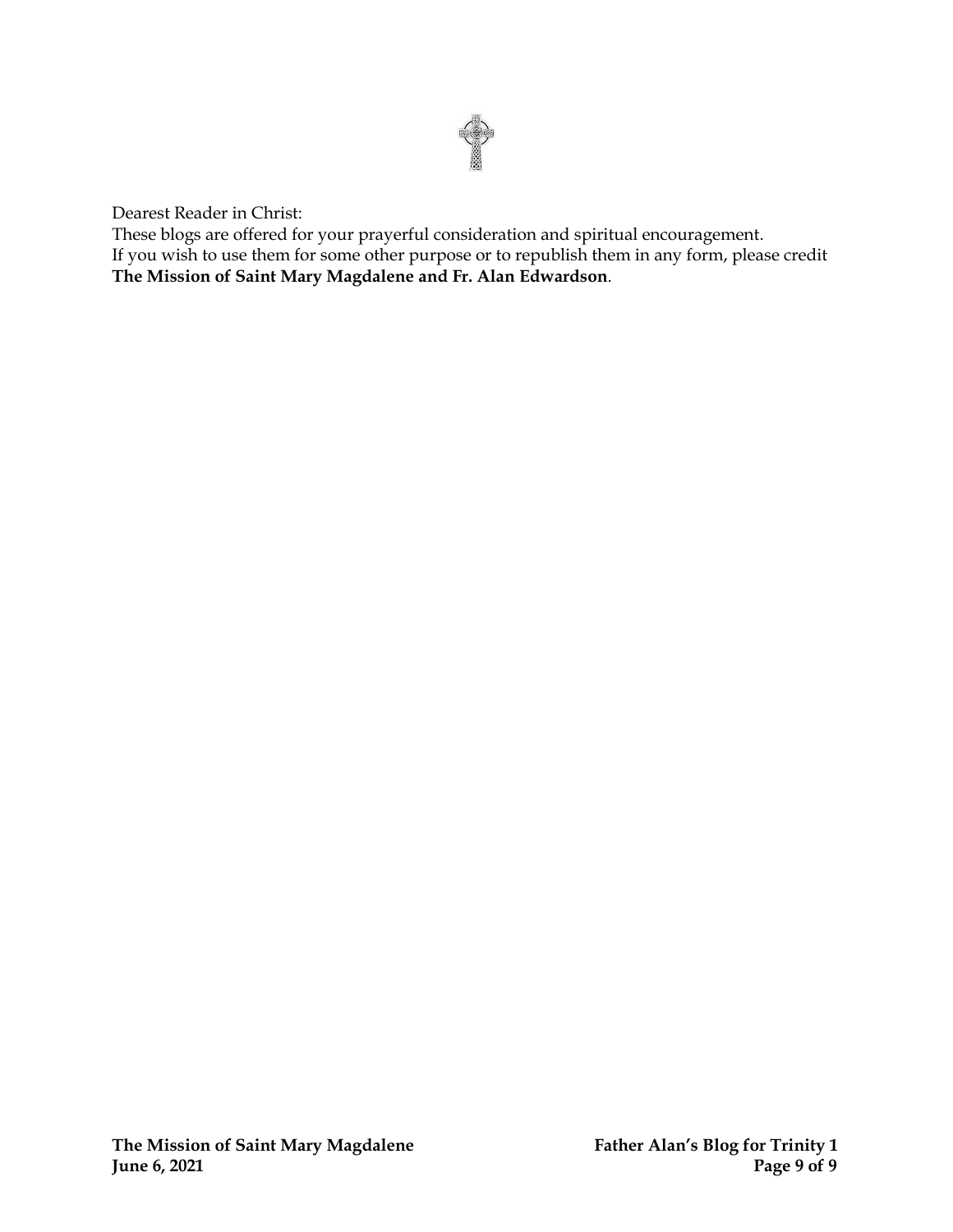Dearest Reader in Christ:
These blogs are offered for your prayerful consideration and spiritual encouragement.
If you wish to use them for some other purpose or to republish them in any form, please credit **The Mission of Saint Mary Magdalene and Fr. Alan Edwardson**.